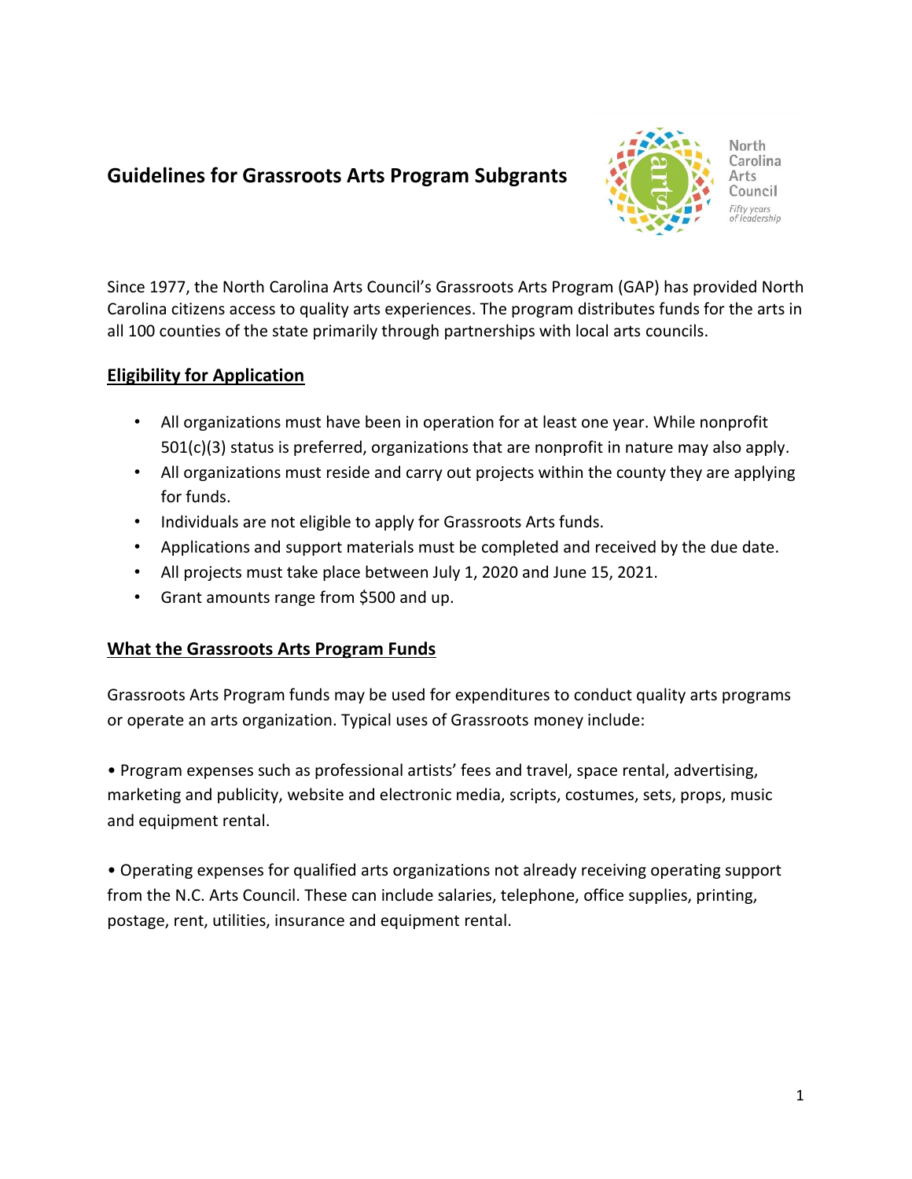# Guidelines for Grassroots Arts Program Subgrants

North Carolina Arts Council
*Fifty years of leadership*

Since 1977, the North Carolina Arts Council's Grassroots Arts Program (GAP) has provided North Carolina citizens access to quality arts experiences. The program distributes funds for the arts in all 100 counties of the state primarily through partnerships with local arts councils.

## Eligibility for Application

- All organizations must have been in operation for at least one year. While nonprofit 501(c)(3) status is preferred, organizations that are nonprofit in nature may also apply.
- All organizations must reside and carry out projects within the county they are applying for funds.
- Individuals are not eligible to apply for Grassroots Arts funds.
- Applications and support materials must be completed and received by the due date.
- All projects must take place between July 1, 2020 and June 15, 2021.
- Grant amounts range from $500 and up.

## What the Grassroots Arts Program Funds

Grassroots Arts Program funds may be used for expenditures to conduct quality arts programs or operate an arts organization. Typical uses of Grassroots money include:

• Program expenses such as professional artists' fees and travel, space rental, advertising, marketing and publicity, website and electronic media, scripts, costumes, sets, props, music and equipment rental.

• Operating expenses for qualified arts organizations not already receiving operating support from the N.C. Arts Council. These can include salaries, telephone, office supplies, printing, postage, rent, utilities, insurance and equipment rental.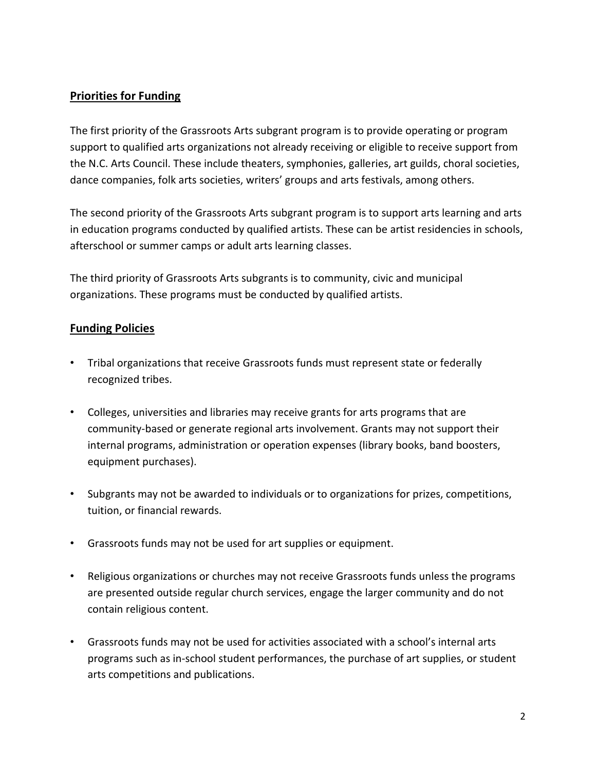## Priorities for Funding

The first priority of the Grassroots Arts subgrant program is to provide operating or program support to qualified arts organizations not already receiving or eligible to receive support from the N.C. Arts Council. These include theaters, symphonies, galleries, art guilds, choral societies, dance companies, folk arts societies, writers' groups and arts festivals, among others.

The second priority of the Grassroots Arts subgrant program is to support arts learning and arts in education programs conducted by qualified artists. These can be artist residencies in schools, afterschool or summer camps or adult arts learning classes.

The third priority of Grassroots Arts subgrants is to community, civic and municipal organizations. These programs must be conducted by qualified artists.

## Funding Policies

- Tribal organizations that receive Grassroots funds must represent state or federally recognized tribes.
- Colleges, universities and libraries may receive grants for arts programs that are community-based or generate regional arts involvement. Grants may not support their internal programs, administration or operation expenses (library books, band boosters, equipment purchases).
- Subgrants may not be awarded to individuals or to organizations for prizes, competitions, tuition, or financial rewards.
- Grassroots funds may not be used for art supplies or equipment.
- Religious organizations or churches may not receive Grassroots funds unless the programs are presented outside regular church services, engage the larger community and do not contain religious content.
- Grassroots funds may not be used for activities associated with a school's internal arts programs such as in-school student performances, the purchase of art supplies, or student arts competitions and publications.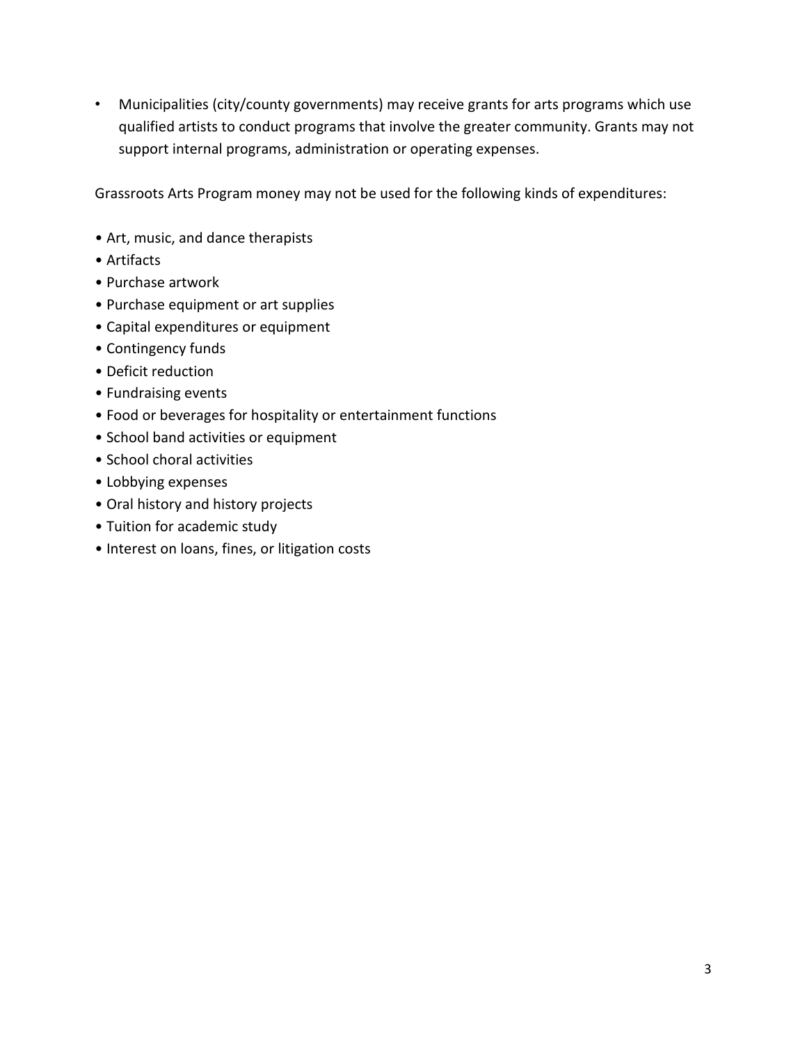- Municipalities (city/county governments) may receive grants for arts programs which use qualified artists to conduct programs that involve the greater community. Grants may not support internal programs, administration or operating expenses.

Grassroots Arts Program money may not be used for the following kinds of expenditures:

- Art, music, and dance therapists
- Artifacts
- Purchase artwork
- Purchase equipment or art supplies
- Capital expenditures or equipment
- Contingency funds
- Deficit reduction
- Fundraising events
- Food or beverages for hospitality or entertainment functions
- School band activities or equipment
- School choral activities
- Lobbying expenses
- Oral history and history projects
- Tuition for academic study
- Interest on loans, fines, or litigation costs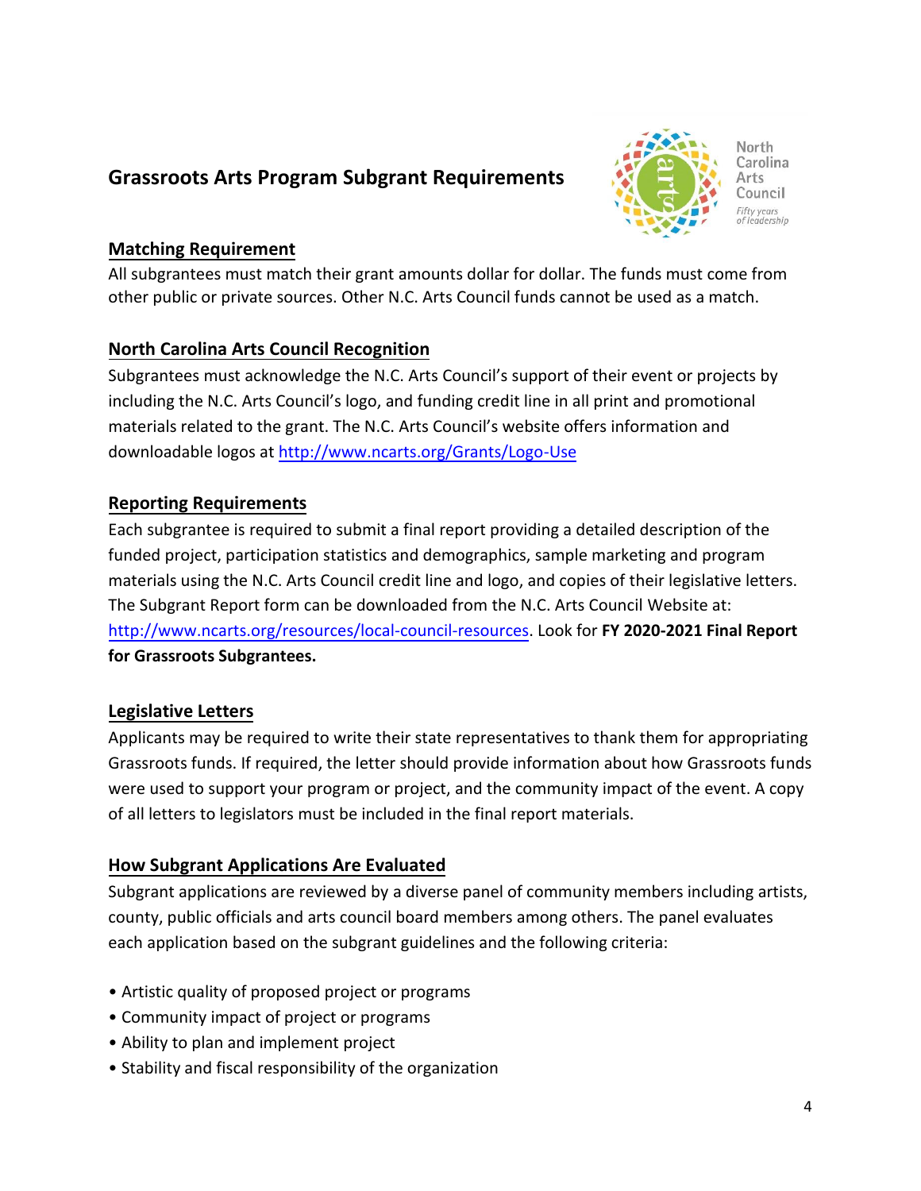# Grassroots Arts Program Subgrant Requirements

## Matching Requirement

All subgrantees must match their grant amounts dollar for dollar. The funds must come from other public or private sources. Other N.C. Arts Council funds cannot be used as a match.

## North Carolina Arts Council Recognition

Subgrantees must acknowledge the N.C. Arts Council's support of their event or projects by including the N.C. Arts Council's logo, and funding credit line in all print and promotional materials related to the grant. The N.C. Arts Council's website offers information and downloadable logos at http://www.ncarts.org/Grants/Logo-Use

## Reporting Requirements

Each subgrantee is required to submit a final report providing a detailed description of the funded project, participation statistics and demographics, sample marketing and program materials using the N.C. Arts Council credit line and logo, and copies of their legislative letters. The Subgrant Report form can be downloaded from the N.C. Arts Council Website at: http://www.ncarts.org/resources/local-council-resources. Look for **FY 2020-2021 Final Report for Grassroots Subgrantees.**

## Legislative Letters

Applicants may be required to write their state representatives to thank them for appropriating Grassroots funds. If required, the letter should provide information about how Grassroots funds were used to support your program or project, and the community impact of the event. A copy of all letters to legislators must be included in the final report materials.

## How Subgrant Applications Are Evaluated

Subgrant applications are reviewed by a diverse panel of community members including artists, county, public officials and arts council board members among others. The panel evaluates each application based on the subgrant guidelines and the following criteria:

- Artistic quality of proposed project or programs
- Community impact of project or programs
- Ability to plan and implement project
- Stability and fiscal responsibility of the organization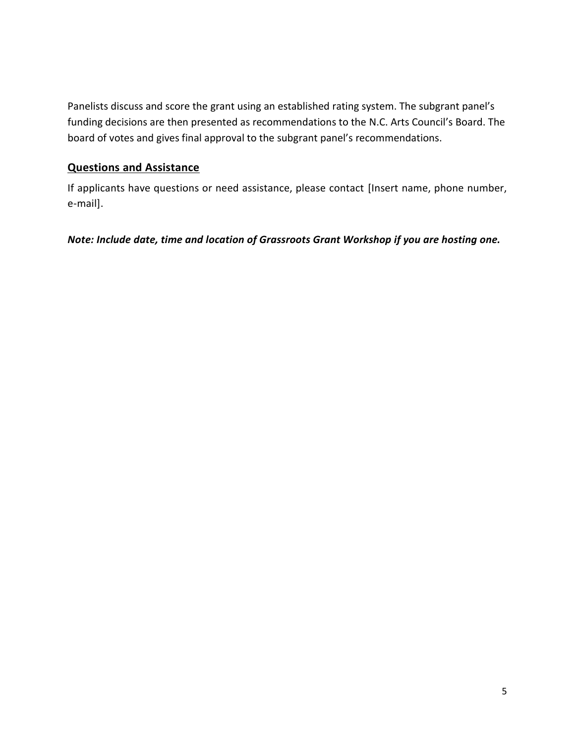Panelists discuss and score the grant using an established rating system. The subgrant panel's funding decisions are then presented as recommendations to the N.C. Arts Council's Board. The board of votes and gives final approval to the subgrant panel's recommendations.

## Questions and Assistance

If applicants have questions or need assistance, please contact [Insert name, phone number, e-mail].

***Note: Include date, time and location of Grassroots Grant Workshop if you are hosting one.***